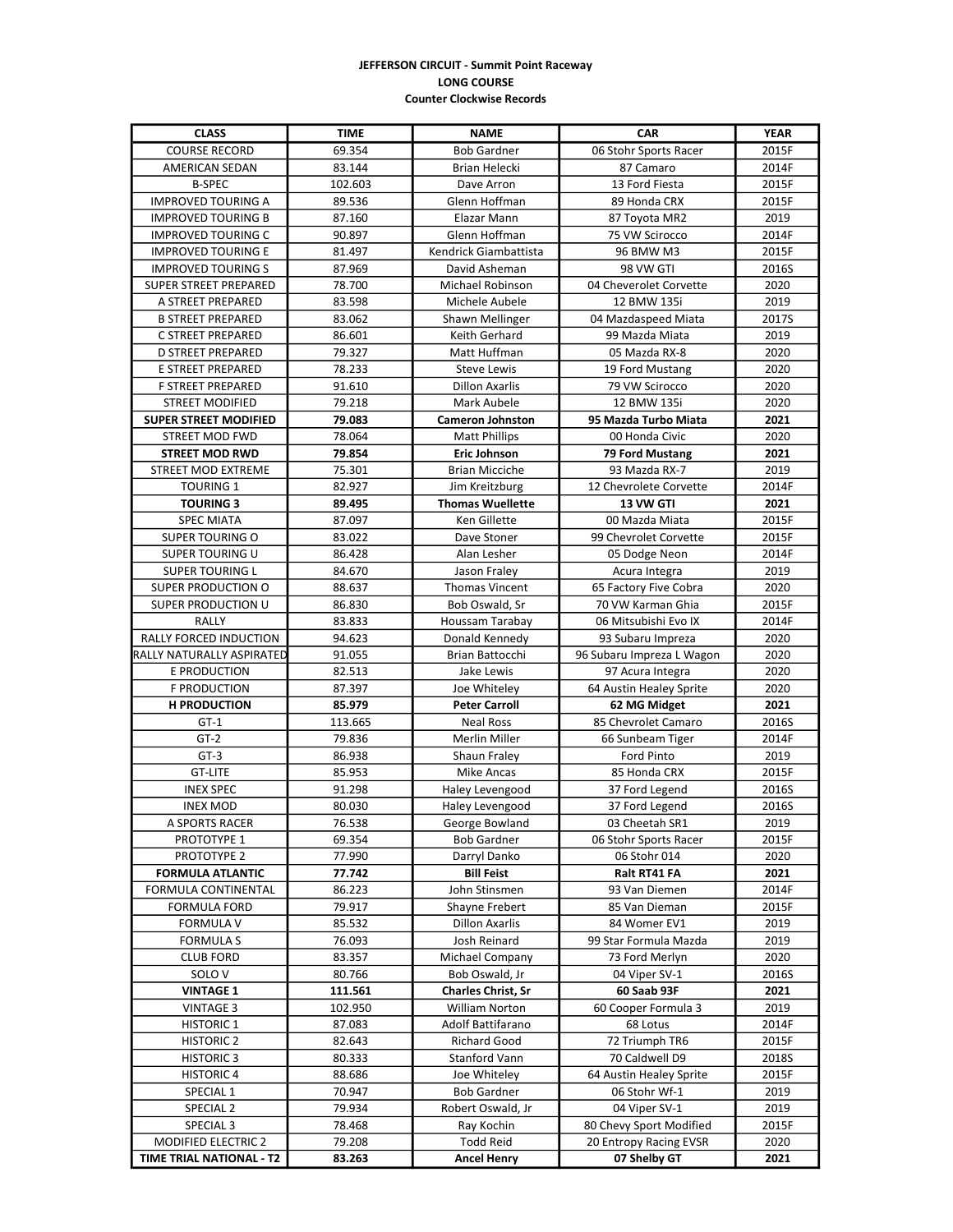**JEFFERSON CIRCUIT - Summit Point Raceway**

**LONG COURSE**

**Counter Clockwise Records**

| CLASS | TIME | NAME | CAR | YEAR |
|---|---|---|---|---|
| COURSE RECORD | 69.354 | Bob Gardner | 06 Stohr Sports Racer | 2015F |
| AMERICAN SEDAN | 83.144 | Brian Helecki | 87 Camaro | 2014F |
| B-SPEC | 102.603 | Dave Arron | 13 Ford Fiesta | 2015F |
| IMPROVED TOURING A | 89.536 | Glenn Hoffman | 89 Honda CRX | 2015F |
| IMPROVED TOURING B | 87.160 | Elazar Mann | 87 Toyota MR2 | 2019 |
| IMPROVED TOURING C | 90.897 | Glenn Hoffman | 75 VW Scirocco | 2014F |
| IMPROVED TOURING E | 81.497 | Kendrick Giambattista | 96 BMW M3 | 2015F |
| IMPROVED TOURING S | 87.969 | David Asheman | 98 VW GTI | 2016S |
| SUPER STREET PREPARED | 78.700 | Michael Robinson | 04 Cheverolet Corvette | 2020 |
| A STREET PREPARED | 83.598 | Michele Aubele | 12 BMW 135i | 2019 |
| B STREET PREPARED | 83.062 | Shawn Mellinger | 04 Mazdaspeed Miata | 2017S |
| C STREET PREPARED | 86.601 | Keith Gerhard | 99 Mazda Miata | 2019 |
| D STREET PREPARED | 79.327 | Matt Huffman | 05 Mazda RX-8 | 2020 |
| E STREET PREPARED | 78.233 | Steve Lewis | 19 Ford Mustang | 2020 |
| F STREET PREPARED | 91.610 | Dillon Axarlis | 79 VW Scirocco | 2020 |
| STREET MODIFIED | 79.218 | Mark Aubele | 12 BMW 135i | 2020 |
| **SUPER STREET MODIFIED** | **79.083** | **Cameron Johnston** | **95 Mazda Turbo Miata** | **2021** |
| STREET MOD FWD | 78.064 | Matt Phillips | 00 Honda Civic | 2020 |
| **STREET MOD RWD** | **79.854** | **Eric Johnson** | **79 Ford Mustang** | **2021** |
| STREET MOD EXTREME | 75.301 | Brian Micciche | 93 Mazda RX-7 | 2019 |
| TOURING 1 | 82.927 | Jim Kreitzburg | 12 Chevrolete Corvette | 2014F |
| **TOURING 3** | **89.495** | **Thomas Wuellette** | **13 VW GTI** | **2021** |
| SPEC MIATA | 87.097 | Ken Gillette | 00 Mazda Miata | 2015F |
| SUPER TOURING O | 83.022 | Dave Stoner | 99 Chevrolet Corvette | 2015F |
| SUPER TOURING U | 86.428 | Alan Lesher | 05 Dodge Neon | 2014F |
| SUPER TOURING L | 84.670 | Jason Fraley | Acura Integra | 2019 |
| SUPER PRODUCTION O | 88.637 | Thomas Vincent | 65 Factory Five Cobra | 2020 |
| SUPER PRODUCTION U | 86.830 | Bob Oswald, Sr | 70 VW Karman Ghia | 2015F |
| RALLY | 83.833 | Houssam Tarabay | 06 Mitsubishi Evo IX | 2014F |
| RALLY FORCED INDUCTION | 94.623 | Donald Kennedy | 93 Subaru Impreza | 2020 |
| RALLY NATURALLY ASPIRATED | 91.055 | Brian Battocchi | 96 Subaru Impreza L Wagon | 2020 |
| E PRODUCTION | 82.513 | Jake Lewis | 97 Acura Integra | 2020 |
| F PRODUCTION | 87.397 | Joe Whiteley | 64 Austin Healey Sprite | 2020 |
| **H PRODUCTION** | **85.979** | **Peter Carroll** | **62 MG Midget** | **2021** |
| GT-1 | 113.665 | Neal Ross | 85 Chevrolet Camaro | 2016S |
| GT-2 | 79.836 | Merlin Miller | 66 Sunbeam Tiger | 2014F |
| GT-3 | 86.938 | Shaun Fraley | Ford Pinto | 2019 |
| GT-LITE | 85.953 | Mike Ancas | 85 Honda CRX | 2015F |
| INEX SPEC | 91.298 | Haley Levengood | 37 Ford Legend | 2016S |
| INEX MOD | 80.030 | Haley Levengood | 37 Ford Legend | 2016S |
| A SPORTS RACER | 76.538 | George Bowland | 03 Cheetah SR1 | 2019 |
| PROTOTYPE 1 | 69.354 | Bob Gardner | 06 Stohr Sports Racer | 2015F |
| PROTOTYPE 2 | 77.990 | Darryl Danko | 06 Stohr 014 | 2020 |
| **FORMULA ATLANTIC** | **77.742** | **Bill Feist** | **Ralt RT41 FA** | **2021** |
| FORMULA CONTINENTAL | 86.223 | John Stinsmen | 93 Van Diemen | 2014F |
| FORMULA FORD | 79.917 | Shayne Frebert | 85 Van Dieman | 2015F |
| FORMULA V | 85.532 | Dillon Axarlis | 84 Womer EV1 | 2019 |
| FORMULA S | 76.093 | Josh Reinard | 99 Star Formula Mazda | 2019 |
| CLUB FORD | 83.357 | Michael Company | 73 Ford Merlyn | 2020 |
| SOLO V | 80.766 | Bob Oswald, Jr | 04 Viper SV-1 | 2016S |
| **VINTAGE 1** | **111.561** | **Charles Christ, Sr** | **60 Saab 93F** | **2021** |
| VINTAGE 3 | 102.950 | William Norton | 60 Cooper Formula 3 | 2019 |
| HISTORIC 1 | 87.083 | Adolf Battifarano | 68 Lotus | 2014F |
| HISTORIC 2 | 82.643 | Richard Good | 72 Triumph TR6 | 2015F |
| HISTORIC 3 | 80.333 | Stanford Vann | 70 Caldwell D9 | 2018S |
| HISTORIC 4 | 88.686 | Joe Whiteley | 64 Austin Healey Sprite | 2015F |
| SPECIAL 1 | 70.947 | Bob Gardner | 06 Stohr Wf-1 | 2019 |
| SPECIAL 2 | 79.934 | Robert Oswald, Jr | 04 Viper SV-1 | 2019 |
| SPECIAL 3 | 78.468 | Ray Kochin | 80 Chevy Sport Modified | 2015F |
| MODIFIED ELECTRIC 2 | 79.208 | Todd Reid | 20 Entropy Racing EVSR | 2020 |
| **TIME TRIAL NATIONAL - T2** | **83.263** | **Ancel Henry** | **07 Shelby GT** | **2021** |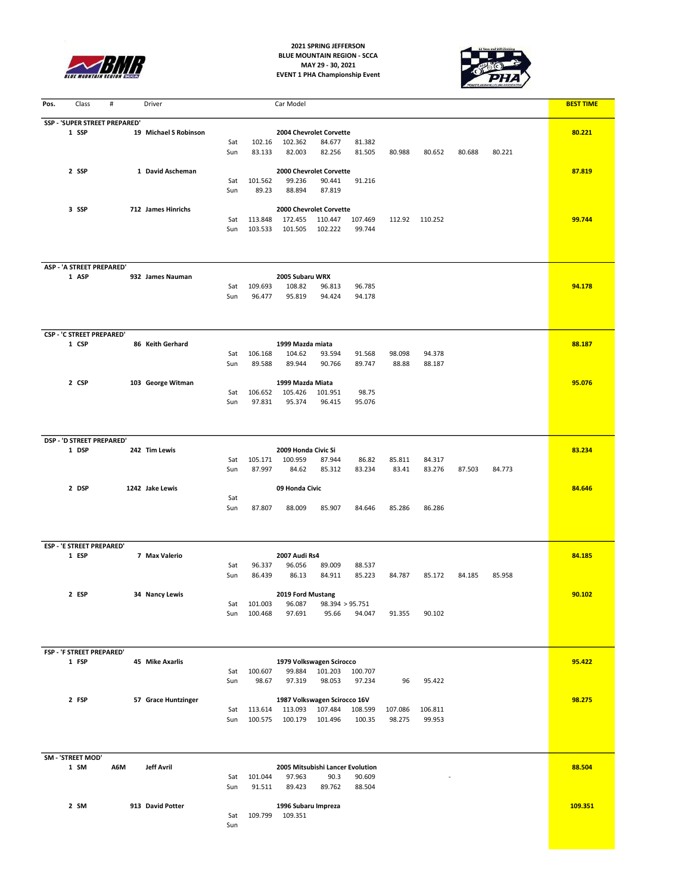**2021 SPRING JEFFERSON**
**BLUE MOUNTAIN REGION - SCCA**
**MAY 29 - 30, 2021**
**EVENT 1 PHA Championship Event**

| Pos. | Class | # | Driver | Day | Car Model | | | | | | | | BEST TIME |
|---|---|---|---|---|---|---|---|---|---|---|---|---|---|
| **SSP - 'SUPER STREET PREPARED'** | | | | | | | | | | | | | |
| **1** | **SSP** | **19** | **Michael S Robinson** | | **2004 Chevrolet Corvette** | | | | | | | | **80.221** |
| | | | | Sat | 102.16 | 102.362 | 84.677 | 81.382 | | | | | |
| | | | | Sun | 83.133 | 82.003 | 82.256 | 81.505 | 80.988 | 80.652 | 80.688 | 80.221 | |
| **2** | **SSP** | **1** | **David Ascheman** | | **2000 Chevrolet Corvette** | | | | | | | | **87.819** |
| | | | | Sat | 101.562 | 99.236 | 90.441 | 91.216 | | | | | |
| | | | | Sun | 89.23 | 88.894 | 87.819 | | | | | | |
| **3** | **SSP** | **712** | **James Hinrichs** | | **2000 Chevrolet Corvette** | | | | | | | | **99.744** |
| | | | | Sat | 113.848 | 172.455 | 110.447 | 107.469 | 112.92 | 110.252 | | | |
| | | | | Sun | 103.533 | 101.505 | 102.222 | 99.744 | | | | | |
| **ASP - 'A STREET PREPARED'** | | | | | | | | | | | | | |
| **1** | **ASP** | **932** | **James Nauman** | | **2005 Subaru WRX** | | | | | | | | **94.178** |
| | | | | Sat | 109.693 | 108.82 | 96.813 | 96.785 | | | | | |
| | | | | Sun | 96.477 | 95.819 | 94.424 | 94.178 | | | | | |
| **CSP - 'C STREET PREPARED'** | | | | | | | | | | | | | |
| **1** | **CSP** | **86** | **Keith Gerhard** | | **1999 Mazda miata** | | | | | | | | **88.187** |
| | | | | Sat | 106.168 | 104.62 | 93.594 | 91.568 | 98.098 | 94.378 | | | |
| | | | | Sun | 89.588 | 89.944 | 90.766 | 89.747 | 88.88 | 88.187 | | | |
| **2** | **CSP** | **103** | **George Witman** | | **1999 Mazda Miata** | | | | | | | | **95.076** |
| | | | | Sat | 106.652 | 105.426 | 101.951 | 98.75 | | | | | |
| | | | | Sun | 97.831 | 95.374 | 96.415 | 95.076 | | | | | |
| **DSP - 'D STREET PREPARED'** | | | | | | | | | | | | | |
| **1** | **DSP** | **242** | **Tim Lewis** | | **2009 Honda Civic Si** | | | | | | | | **83.234** |
| | | | | Sat | 105.171 | 100.959 | 87.944 | 86.82 | 85.811 | 84.317 | | | |
| | | | | Sun | 87.997 | 84.62 | 85.312 | 83.234 | 83.41 | 83.276 | 87.503 | 84.773 | |
| **2** | **DSP** | **1242** | **Jake Lewis** | | **09 Honda Civic** | | | | | | | | **84.646** |
| | | | | Sat | | | | | | | | | |
| | | | | Sun | 87.807 | 88.009 | 85.907 | 84.646 | 85.286 | 86.286 | | | |
| **ESP - 'E STREET PREPARED'** | | | | | | | | | | | | | |
| **1** | **ESP** | **7** | **Max Valerio** | | **2007 Audi Rs4** | | | | | | | | **84.185** |
| | | | | Sat | 96.337 | 96.056 | 89.009 | 88.537 | | | | | |
| | | | | Sun | 86.439 | 86.13 | 84.911 | 85.223 | 84.787 | 85.172 | 84.185 | 85.958 | |
| **2** | **ESP** | **34** | **Nancy Lewis** | | **2019 Ford Mustang** | | | | | | | | **90.102** |
| | | | | Sat | 101.003 | 96.087 | 98.394 > 95.751 | | | | | | |
| | | | | Sun | 100.468 | 97.691 | 95.66 | 94.047 | 91.355 | 90.102 | | | |
| **FSP - 'F STREET PREPARED'** | | | | | | | | | | | | | |
| **1** | **FSP** | **45** | **Mike Axarlis** | | **1979 Volkswagen Scirocco** | | | | | | | | **95.422** |
| | | | | Sat | 100.607 | 99.884 | 101.203 | 100.707 | | | | | |
| | | | | Sun | 98.67 | 97.319 | 98.053 | 97.234 | 96 | 95.422 | | | |
| **2** | **FSP** | **57** | **Grace Huntzinger** | | **1987 Volkswagen Scirocco 16V** | | | | | | | | **98.275** |
| | | | | Sat | 113.614 | 113.093 | 107.484 | 108.599 | 107.086 | 106.811 | | | |
| | | | | Sun | 100.575 | 100.179 | 101.496 | 100.35 | 98.275 | 99.953 | | | |
| **SM - 'STREET MOD'** | | | | | | | | | | | | | |
| **1** | **SM** | **A6M** | **Jeff Avril** | | **2005 Mitsubishi Lancer Evolution** | | | | | | | | **88.504** |
| | | | | Sat | 101.044 | 97.963 | 90.3 | 90.609 | | - | | | |
| | | | | Sun | 91.511 | 89.423 | 89.762 | 88.504 | | | | | |
| **2** | **SM** | **913** | **David Potter** | | **1996 Subaru Impreza** | | | | | | | | **109.351** |
| | | | | Sat | 109.799 | 109.351 | | | | | | | |
| | | | | Sun | | | | | | | | | |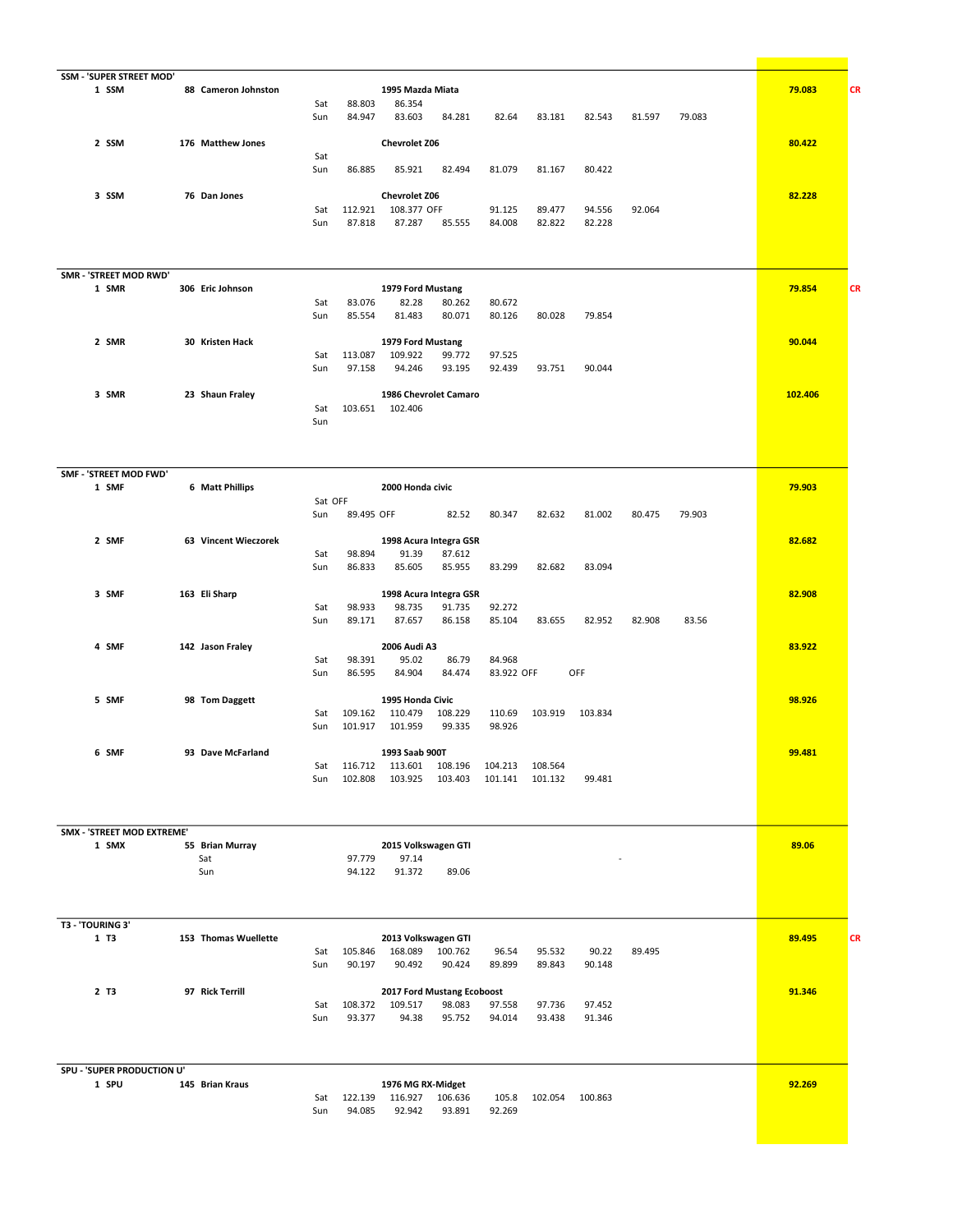## SSM - 'SUPER STREET MOD'

| Pos | Class | No. | Driver | Car | Day | | | | | | | | | Best | |
|---|---|---|---|---|---|---|---|---|---|---|---|---|---|---|---|
| 1 | SSM | 88 | Cameron Johnston | 1995 Mazda Miata | Sat | 88.803 | 86.354 | | | | | | | 79.083 | CR |
| | | | | | Sun | 84.947 | 83.603 | 84.281 | 82.64 | 83.181 | 82.543 | 81.597 | 79.083 | | |
| 2 | SSM | 176 | Matthew Jones | Chevrolet Z06 | Sat | | | | | | | | | 80.422 | |
| | | | | | Sun | 86.885 | 85.921 | 82.494 | 81.079 | 81.167 | 80.422 | | | | |
| 3 | SSM | 76 | Dan Jones | Chevrolet Z06 | Sat | 112.921 | 108.377 | OFF | 91.125 | 89.477 | 94.556 | 92.064 | | 82.228 | |
| | | | | | Sun | 87.818 | 87.287 | 85.555 | 84.008 | 82.822 | 82.228 | | | | |

## SMR - 'STREET MOD RWD'

| Pos | Class | No. | Driver | Car | Day | | | | | | | | | Best | |
|---|---|---|---|---|---|---|---|---|---|---|---|---|---|---|---|
| 1 | SMR | 306 | Eric Johnson | 1979 Ford Mustang | Sat | 83.076 | 82.28 | 80.262 | 80.672 | | | | | 79.854 | CR |
| | | | | | Sun | 85.554 | 81.483 | 80.071 | 80.126 | 80.028 | 79.854 | | | | |
| 2 | SMR | 30 | Kristen Hack | 1979 Ford Mustang | Sat | 113.087 | 109.922 | 99.772 | 97.525 | | | | | 90.044 | |
| | | | | | Sun | 97.158 | 94.246 | 93.195 | 92.439 | 93.751 | 90.044 | | | | |
| 3 | SMR | 23 | Shaun Fraley | 1986 Chevrolet Camaro | Sat | 103.651 | 102.406 | | | | | | | 102.406 | |
| | | | | | Sun | | | | | | | | | | |

## SMF - 'STREET MOD FWD'

| Pos | Class | No. | Driver | Car | Day | | | | | | | | | Best | |
|---|---|---|---|---|---|---|---|---|---|---|---|---|---|---|---|
| 1 | SMF | 6 | Matt Phillips | 2000 Honda civic | Sat | OFF | | | | | | | | 79.903 | |
| | | | | | Sun | 89.495 | OFF | 82.52 | 80.347 | 82.632 | 81.002 | 80.475 | 79.903 | | |
| 2 | SMF | 63 | Vincent Wieczorek | 1998 Acura Integra GSR | Sat | 98.894 | 91.39 | 87.612 | | | | | | 82.682 | |
| | | | | | Sun | 86.833 | 85.605 | 85.955 | 83.299 | 82.682 | 83.094 | | | | |
| 3 | SMF | 163 | Eli Sharp | 1998 Acura Integra GSR | Sat | 98.933 | 98.735 | 91.735 | 92.272 | | | | | 82.908 | |
| | | | | | Sun | 89.171 | 87.657 | 86.158 | 85.104 | 83.655 | 82.952 | 82.908 | 83.56 | | |
| 4 | SMF | 142 | Jason Fraley | 2006 Audi A3 | Sat | 98.391 | 95.02 | 86.79 | 84.968 | | | | | 83.922 | |
| | | | | | Sun | 86.595 | 84.904 | 84.474 | 83.922 | OFF | OFF | | | | |
| 5 | SMF | 98 | Tom Daggett | 1995 Honda Civic | Sat | 109.162 | 110.479 | 108.229 | 110.69 | 103.919 | 103.834 | | | 98.926 | |
| | | | | | Sun | 101.917 | 101.959 | 99.335 | 98.926 | | | | | | |
| 6 | SMF | 93 | Dave McFarland | 1993 Saab 900T | Sat | 116.712 | 113.601 | 108.196 | 104.213 | 108.564 | | | | 99.481 | |
| | | | | | Sun | 102.808 | 103.925 | 103.403 | 101.141 | 101.132 | 99.481 | | | | |

## SMX - 'STREET MOD EXTREME'

| Pos | Class | No. | Driver | Car | Day | | | | | | | | | Best | |
|---|---|---|---|---|---|---|---|---|---|---|---|---|---|---|---|
| 1 | SMX | 55 | Brian Murray | 2015 Volkswagen GTI | Sat | 97.779 | 97.14 | | | | | - | | 89.06 | |
| | | | | | Sun | 94.122 | 91.372 | 89.06 | | | | | | | |

## T3 - 'TOURING 3'

| Pos | Class | No. | Driver | Car | Day | | | | | | | | | Best | |
|---|---|---|---|---|---|---|---|---|---|---|---|---|---|---|---|
| 1 | T3 | 153 | Thomas Wuellette | 2013 Volkswagen GTI | Sat | 105.846 | 168.089 | 100.762 | 96.54 | 95.532 | 90.22 | 89.495 | | 89.495 | CR |
| | | | | | Sun | 90.197 | 90.492 | 90.424 | 89.899 | 89.843 | 90.148 | | | | |
| 2 | T3 | 97 | Rick Terrill | 2017 Ford Mustang Ecoboost | Sat | 108.372 | 109.517 | 98.083 | 97.558 | 97.736 | 97.452 | | | 91.346 | |
| | | | | | Sun | 93.377 | 94.38 | 95.752 | 94.014 | 93.438 | 91.346 | | | | |

## SPU - 'SUPER PRODUCTION U'

| Pos | Class | No. | Driver | Car | Day | | | | | | | | | Best | |
|---|---|---|---|---|---|---|---|---|---|---|---|---|---|---|---|
| 1 | SPU | 145 | Brian Kraus | 1976 MG RX-Midget | Sat | 122.139 | 116.927 | 106.636 | 105.8 | 102.054 | 100.863 | | | 92.269 | |
| | | | | | Sun | 94.085 | 92.942 | 93.891 | 92.269 | | | | | | |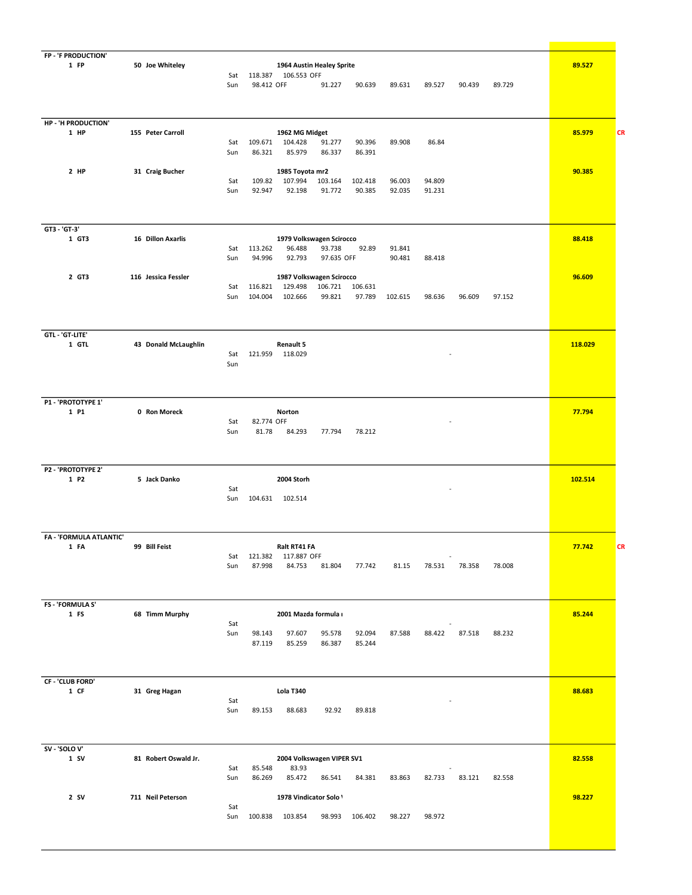**FP - 'F PRODUCTION'**

| Pos | No. Driver | Day | Times | | | | | | | | Best | |
|---|---|---|---|---|---|---|---|---|---|---|---|---|
| 1 FP | 50 Joe Whiteley | | 1964 Austin Healey Sprite | | | | | | | | 89.527 | |
| | | Sat | 118.387 | 106.553 OFF | | | | | | | | |
| | | Sun | 98.412 OFF | | 91.227 | 90.639 | 89.631 | 89.527 | 90.439 | 89.729 | | |

**HP - 'H PRODUCTION'**

| Pos | No. Driver | Day | Times | | | | | | | | Best | |
|---|---|---|---|---|---|---|---|---|---|---|---|---|
| 1 HP | 155 Peter Carroll | | 1962 MG Midget | | | | | | | | 85.979 | CR |
| | | Sat | 109.671 | 104.428 | 91.277 | 90.396 | 89.908 | 86.84 | | | | |
| | | Sun | 86.321 | 85.979 | 86.337 | 86.391 | | | | | | |
| 2 HP | 31 Craig Bucher | | 1985 Toyota mr2 | | | | | | | | 90.385 | |
| | | Sat | 109.82 | 107.994 | 103.164 | 102.418 | 96.003 | 94.809 | | | | |
| | | Sun | 92.947 | 92.198 | 91.772 | 90.385 | 92.035 | 91.231 | | | | |

**GT3 - 'GT-3'**

| Pos | No. Driver | Day | Times | | | | | | | | Best | |
|---|---|---|---|---|---|---|---|---|---|---|---|---|
| 1 GT3 | 16 Dillon Axarlis | | 1979 Volkswagen Scirocco | | | | | | | | 88.418 | |
| | | Sat | 113.262 | 96.488 | 93.738 | 92.89 | 91.841 | | | | | |
| | | Sun | 94.996 | 92.793 | 97.635 OFF | | 90.481 | 88.418 | | | | |
| 2 GT3 | 116 Jessica Fessler | | 1987 Volkswagen Scirocco | | | | | | | | 96.609 | |
| | | Sat | 116.821 | 129.498 | 106.721 | 106.631 | | | | | | |
| | | Sun | 104.004 | 102.666 | 99.821 | 97.789 | 102.615 | 98.636 | 96.609 | 97.152 | | |

**GTL - 'GT-LITE'**

| Pos | No. Driver | Day | Times | | | | | | | | Best | |
|---|---|---|---|---|---|---|---|---|---|---|---|---|
| 1 GTL | 43 Donald McLaughlin | | Renault 5 | | | | | | | | 118.029 | |
| | | Sat | 121.959 | 118.029 | | | | - | | | | |
| | | Sun | | | | | | | | | | |

**P1 - 'PROTOTYPE 1'**

| Pos | No. Driver | Day | Times | | | | | | | | Best | |
|---|---|---|---|---|---|---|---|---|---|---|---|---|
| 1 P1 | 0 Ron Moreck | | Norton | | | | | | | | 77.794 | |
| | | Sat | 82.774 OFF | | | | | - | | | | |
| | | Sun | 81.78 | 84.293 | 77.794 | 78.212 | | | | | | |

**P2 - 'PROTOTYPE 2'**

| Pos | No. Driver | Day | Times | | | | | | | | Best | |
|---|---|---|---|---|---|---|---|---|---|---|---|---|
| 1 P2 | 5 Jack Danko | | 2004 Storh | | | | | | | | 102.514 | |
| | | Sat | | | | | | - | | | | |
| | | Sun | 104.631 | 102.514 | | | | | | | | |

**FA - 'FORMULA ATLANTIC'**

| Pos | No. Driver | Day | Times | | | | | | | | Best | |
|---|---|---|---|---|---|---|---|---|---|---|---|---|
| 1 FA | 99 Bill Feist | | Ralt RT41 FA | | | | | | | | 77.742 | CR |
| | | Sat | 121.382 | 117.887 OFF | | | | - | | | | |
| | | Sun | 87.998 | 84.753 | 81.804 | 77.742 | 81.15 | 78.531 | 78.358 | 78.008 | | |

**FS - 'FORMULA S'**

| Pos | No. Driver | Day | Times | | | | | | | | Best | |
|---|---|---|---|---|---|---|---|---|---|---|---|---|
| 1 FS | 68 Timm Murphy | | 2001 Mazda formula ı | | | | | | | | 85.244 | |
| | | Sat | | | | | | - | | | | |
| | | Sun | 98.143 | 97.607 | 95.578 | 92.094 | 87.588 | 88.422 | 87.518 | 88.232 | | |
| | | | 87.119 | 85.259 | 86.387 | 85.244 | | | | | | |

**CF - 'CLUB FORD'**

| Pos | No. Driver | Day | Times | | | | | | | | Best | |
|---|---|---|---|---|---|---|---|---|---|---|---|---|
| 1 CF | 31 Greg Hagan | | Lola T340 | | | | | | | | 88.683 | |
| | | Sat | | | | | | - | | | | |
| | | Sun | 89.153 | 88.683 | 92.92 | 89.818 | | | | | | |

**SV - 'SOLO V'**

| Pos | No. Driver | Day | Times | | | | | | | | Best | |
|---|---|---|---|---|---|---|---|---|---|---|---|---|
| 1 SV | 81 Robert Oswald Jr. | | 2004 Volkswagen VIPER SV1 | | | | | | | | 82.558 | |
| | | Sat | 85.548 | 83.93 | | | | - | | | | |
| | | Sun | 86.269 | 85.472 | 86.541 | 84.381 | 83.863 | 82.733 | 83.121 | 82.558 | | |
| 2 SV | 711 Neil Peterson | | 1978 Vindicator Solo \ | | | | | | | | 98.227 | |
| | | Sat | | | | | | | | | | |
| | | Sun | 100.838 | 103.854 | 98.993 | 106.402 | 98.227 | 98.972 | | | | |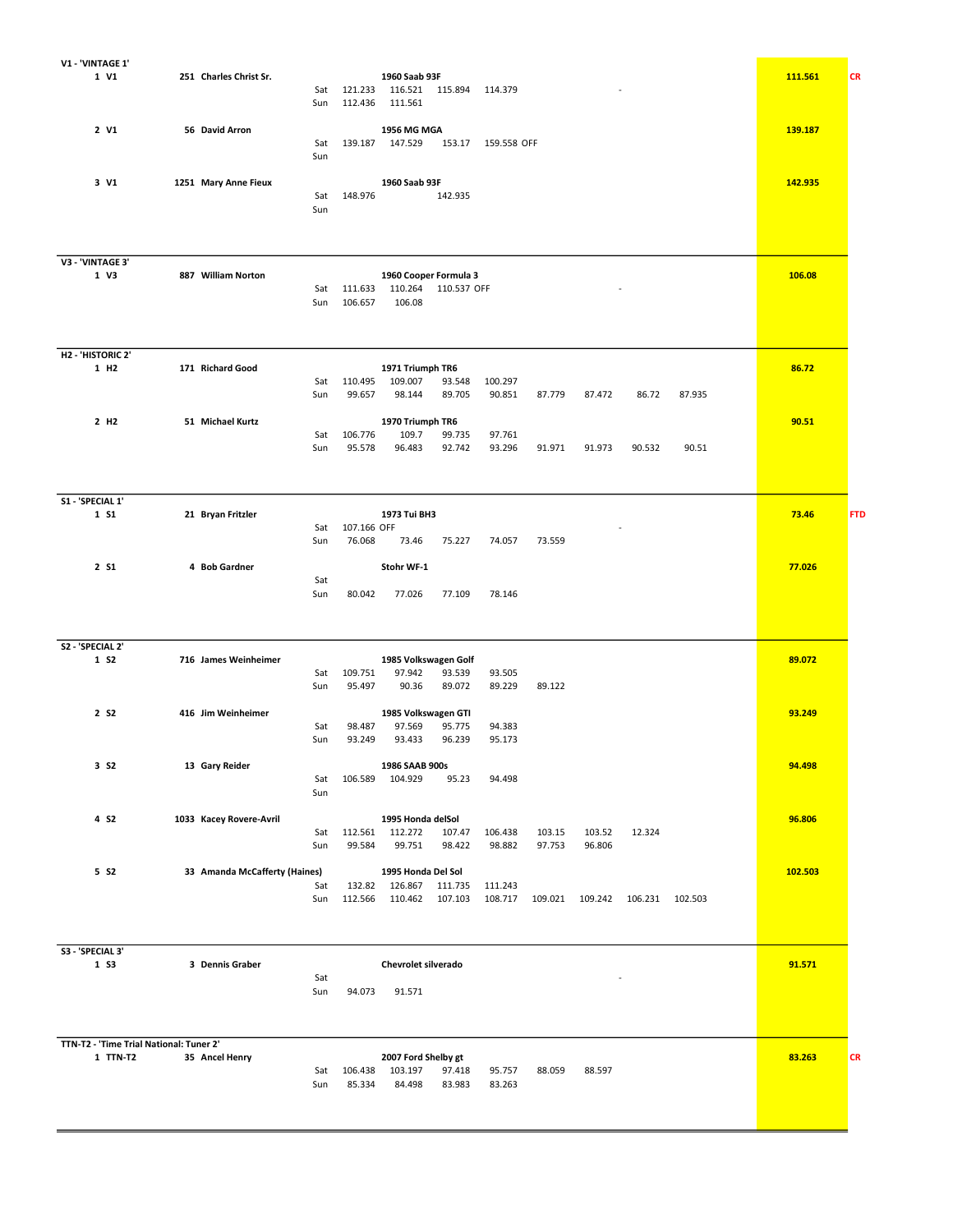## V1 - 'VINTAGE 1'

| Pos | Class | No. | Driver | Car | Day | Run 1 | Run 2 | Run 3 | Run 4 | Run 5 | Run 6 | Run 7 | Run 8 | Best | |
|---|---|---|---|---|---|---|---|---|---|---|---|---|---|---|---|
| 1 | V1 | 251 | Charles Christ Sr. | 1960 Saab 93F | | | | | | | | | | 111.561 | CR |
| | | | | | Sat | 121.233 | 116.521 | 115.894 | 114.379 | | - | | | | |
| | | | | | Sun | 112.436 | 111.561 | | | | | | | | |
| 2 | V1 | 56 | David Arron | 1956 MG MGA | | | | | | | | | | 139.187 | |
| | | | | | Sat | 139.187 | 147.529 | 153.17 | 159.558 OFF | | | | | | |
| | | | | | Sun | | | | | | | | | | |
| 3 | V1 | 1251 | Mary Anne Fieux | 1960 Saab 93F | | | | | | | | | | 142.935 | |
| | | | | | Sat | 148.976 | | 142.935 | | | | | | | |
| | | | | | Sun | | | | | | | | | | |

## V3 - 'VINTAGE 3'

| Pos | Class | No. | Driver | Car | Day | Run 1 | Run 2 | Run 3 | Run 4 | Run 5 | Run 6 | Run 7 | Run 8 | Best | |
|---|---|---|---|---|---|---|---|---|---|---|---|---|---|---|---|
| 1 | V3 | 887 | William Norton | 1960 Cooper Formula 3 | | | | | | | | | | 106.08 | |
| | | | | | Sat | 111.633 | 110.264 | 110.537 OFF | | | - | | | | |
| | | | | | Sun | 106.657 | 106.08 | | | | | | | | |

## H2 - 'HISTORIC 2'

| Pos | Class | No. | Driver | Car | Day | Run 1 | Run 2 | Run 3 | Run 4 | Run 5 | Run 6 | Run 7 | Run 8 | Best | |
|---|---|---|---|---|---|---|---|---|---|---|---|---|---|---|---|
| 1 | H2 | 171 | Richard Good | 1971 Triumph TR6 | | | | | | | | | | 86.72 | |
| | | | | | Sat | 110.495 | 109.007 | 93.548 | 100.297 | | | | | | |
| | | | | | Sun | 99.657 | 98.144 | 89.705 | 90.851 | 87.779 | 87.472 | 86.72 | 87.935 | | |
| 2 | H2 | 51 | Michael Kurtz | 1970 Triumph TR6 | | | | | | | | | | 90.51 | |
| | | | | | Sat | 106.776 | 109.7 | 99.735 | 97.761 | | | | | | |
| | | | | | Sun | 95.578 | 96.483 | 92.742 | 93.296 | 91.971 | 91.973 | 90.532 | 90.51 | | |

## S1 - 'SPECIAL 1'

| Pos | Class | No. | Driver | Car | Day | Run 1 | Run 2 | Run 3 | Run 4 | Run 5 | Run 6 | Run 7 | Run 8 | Best | |
|---|---|---|---|---|---|---|---|---|---|---|---|---|---|---|---|
| 1 | S1 | 21 | Bryan Fritzler | 1973 Tui BH3 | | | | | | | | | | 73.46 | FTD |
| | | | | | Sat | 107.166 OFF | | | | | - | | | | |
| | | | | | Sun | 76.068 | 73.46 | 75.227 | 74.057 | 73.559 | | | | | |
| 2 | S1 | 4 | Bob Gardner | Stohr WF-1 | | | | | | | | | | 77.026 | |
| | | | | | Sat | | | | | | | | | | |
| | | | | | Sun | 80.042 | 77.026 | 77.109 | 78.146 | | | | | | |

## S2 - 'SPECIAL 2'

| Pos | Class | No. | Driver | Car | Day | Run 1 | Run 2 | Run 3 | Run 4 | Run 5 | Run 6 | Run 7 | Run 8 | Best | |
|---|---|---|---|---|---|---|---|---|---|---|---|---|---|---|---|
| 1 | S2 | 716 | James Weinheimer | 1985 Volkswagen Golf | | | | | | | | | | 89.072 | |
| | | | | | Sat | 109.751 | 97.942 | 93.539 | 93.505 | | | | | | |
| | | | | | Sun | 95.497 | 90.36 | 89.072 | 89.229 | 89.122 | | | | | |
| 2 | S2 | 416 | Jim Weinheimer | 1985 Volkswagen GTI | | | | | | | | | | 93.249 | |
| | | | | | Sat | 98.487 | 97.569 | 95.775 | 94.383 | | | | | | |
| | | | | | Sun | 93.249 | 93.433 | 96.239 | 95.173 | | | | | | |
| 3 | S2 | 13 | Gary Reider | 1986 SAAB 900s | | | | | | | | | | 94.498 | |
| | | | | | Sat | 106.589 | 104.929 | 95.23 | 94.498 | | | | | | |
| | | | | | Sun | | | | | | | | | | |
| 4 | S2 | 1033 | Kacey Rovere-Avril | 1995 Honda delSol | | | | | | | | | | 96.806 | |
| | | | | | Sat | 112.561 | 112.272 | 107.47 | 106.438 | 103.15 | 103.52 | 12.324 | | | |
| | | | | | Sun | 99.584 | 99.751 | 98.422 | 98.882 | 97.753 | 96.806 | | | | |
| 5 | S2 | 33 | Amanda McCafferty (Haines) | 1995 Honda Del Sol | | | | | | | | | | 102.503 | |
| | | | | | Sat | 132.82 | 126.867 | 111.735 | 111.243 | | | | | | |
| | | | | | Sun | 112.566 | 110.462 | 107.103 | 108.717 | 109.021 | 109.242 | 106.231 | 102.503 | | |

## S3 - 'SPECIAL 3'

| Pos | Class | No. | Driver | Car | Day | Run 1 | Run 2 | Run 3 | Run 4 | Run 5 | Run 6 | Run 7 | Run 8 | Best | |
|---|---|---|---|---|---|---|---|---|---|---|---|---|---|---|---|
| 1 | S3 | 3 | Dennis Graber | Chevrolet silverado | | | | | | | | | | 91.571 | |
| | | | | | Sat | | | | | | - | | | | |
| | | | | | Sun | 94.073 | 91.571 | | | | | | | | |

## TTN-T2 - 'Time Trial National: Tuner 2'

| Pos | Class | No. | Driver | Car | Day | Run 1 | Run 2 | Run 3 | Run 4 | Run 5 | Run 6 | Run 7 | Run 8 | Best | |
|---|---|---|---|---|---|---|---|---|---|---|---|---|---|---|---|
| 1 | TTN-T2 | 35 | Ancel Henry | 2007 Ford Shelby gt | | | | | | | | | | 83.263 | CR |
| | | | | | Sat | 106.438 | 103.197 | 97.418 | 95.757 | 88.059 | 88.597 | | | | |
| | | | | | Sun | 85.334 | 84.498 | 83.983 | 83.263 | | | | | | |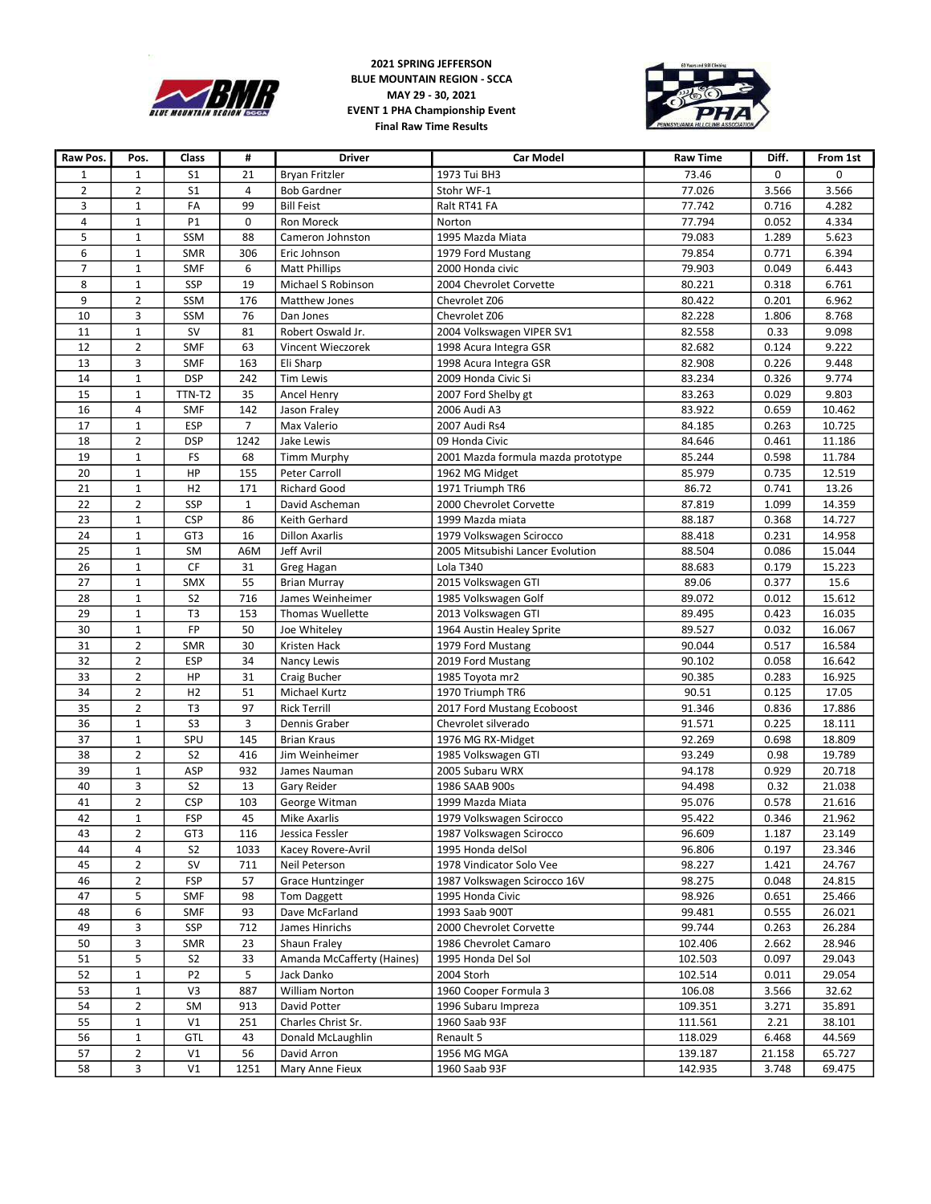**2021 SPRING JEFFERSON**
**BLUE MOUNTAIN REGION - SCCA**
**MAY 29 - 30, 2021**
**EVENT 1 PHA Championship Event**
**Final Raw Time Results**

| Raw Pos. | Pos. | Class | # | Driver | Car Model | Raw Time | Diff. | From 1st |
|---|---|---|---|---|---|---|---|---|
| 1 | 1 | S1 | 21 | Bryan Fritzler | 1973 Tui BH3 | 73.46 | 0 | 0 |
| 2 | 2 | S1 | 4 | Bob Gardner | Stohr WF-1 | 77.026 | 3.566 | 3.566 |
| 3 | 1 | FA | 99 | Bill Feist | Ralt RT41 FA | 77.742 | 0.716 | 4.282 |
| 4 | 1 | P1 | 0 | Ron Moreck | Norton | 77.794 | 0.052 | 4.334 |
| 5 | 1 | SSM | 88 | Cameron Johnston | 1995 Mazda Miata | 79.083 | 1.289 | 5.623 |
| 6 | 1 | SMR | 306 | Eric Johnson | 1979 Ford Mustang | 79.854 | 0.771 | 6.394 |
| 7 | 1 | SMF | 6 | Matt Phillips | 2000 Honda civic | 79.903 | 0.049 | 6.443 |
| 8 | 1 | SSP | 19 | Michael S Robinson | 2004 Chevrolet Corvette | 80.221 | 0.318 | 6.761 |
| 9 | 2 | SSM | 176 | Matthew Jones | Chevrolet Z06 | 80.422 | 0.201 | 6.962 |
| 10 | 3 | SSM | 76 | Dan Jones | Chevrolet Z06 | 82.228 | 1.806 | 8.768 |
| 11 | 1 | SV | 81 | Robert Oswald Jr. | 2004 Volkswagen VIPER SV1 | 82.558 | 0.33 | 9.098 |
| 12 | 2 | SMF | 63 | Vincent Wieczorek | 1998 Acura Integra GSR | 82.682 | 0.124 | 9.222 |
| 13 | 3 | SMF | 163 | Eli Sharp | 1998 Acura Integra GSR | 82.908 | 0.226 | 9.448 |
| 14 | 1 | DSP | 242 | Tim Lewis | 2009 Honda Civic Si | 83.234 | 0.326 | 9.774 |
| 15 | 1 | TTN-T2 | 35 | Ancel Henry | 2007 Ford Shelby gt | 83.263 | 0.029 | 9.803 |
| 16 | 4 | SMF | 142 | Jason Fraley | 2006 Audi A3 | 83.922 | 0.659 | 10.462 |
| 17 | 1 | ESP | 7 | Max Valerio | 2007 Audi Rs4 | 84.185 | 0.263 | 10.725 |
| 18 | 2 | DSP | 1242 | Jake Lewis | 09 Honda Civic | 84.646 | 0.461 | 11.186 |
| 19 | 1 | FS | 68 | Timm Murphy | 2001 Mazda formula mazda prototype | 85.244 | 0.598 | 11.784 |
| 20 | 1 | HP | 155 | Peter Carroll | 1962 MG Midget | 85.979 | 0.735 | 12.519 |
| 21 | 1 | H2 | 171 | Richard Good | 1971 Triumph TR6 | 86.72 | 0.741 | 13.26 |
| 22 | 2 | SSP | 1 | David Ascheman | 2000 Chevrolet Corvette | 87.819 | 1.099 | 14.359 |
| 23 | 1 | CSP | 86 | Keith Gerhard | 1999 Mazda miata | 88.187 | 0.368 | 14.727 |
| 24 | 1 | GT3 | 16 | Dillon Axarlis | 1979 Volkswagen Scirocco | 88.418 | 0.231 | 14.958 |
| 25 | 1 | SM | A6M | Jeff Avril | 2005 Mitsubishi Lancer Evolution | 88.504 | 0.086 | 15.044 |
| 26 | 1 | CF | 31 | Greg Hagan | Lola T340 | 88.683 | 0.179 | 15.223 |
| 27 | 1 | SMX | 55 | Brian Murray | 2015 Volkswagen GTI | 89.06 | 0.377 | 15.6 |
| 28 | 1 | S2 | 716 | James Weinheimer | 1985 Volkswagen Golf | 89.072 | 0.012 | 15.612 |
| 29 | 1 | T3 | 153 | Thomas Wuellette | 2013 Volkswagen GTI | 89.495 | 0.423 | 16.035 |
| 30 | 1 | FP | 50 | Joe Whiteley | 1964 Austin Healey Sprite | 89.527 | 0.032 | 16.067 |
| 31 | 2 | SMR | 30 | Kristen Hack | 1979 Ford Mustang | 90.044 | 0.517 | 16.584 |
| 32 | 2 | ESP | 34 | Nancy Lewis | 2019 Ford Mustang | 90.102 | 0.058 | 16.642 |
| 33 | 2 | HP | 31 | Craig Bucher | 1985 Toyota mr2 | 90.385 | 0.283 | 16.925 |
| 34 | 2 | H2 | 51 | Michael Kurtz | 1970 Triumph TR6 | 90.51 | 0.125 | 17.05 |
| 35 | 2 | T3 | 97 | Rick Terrill | 2017 Ford Mustang Ecoboost | 91.346 | 0.836 | 17.886 |
| 36 | 1 | S3 | 3 | Dennis Graber | Chevrolet silverado | 91.571 | 0.225 | 18.111 |
| 37 | 1 | SPU | 145 | Brian Kraus | 1976 MG RX-Midget | 92.269 | 0.698 | 18.809 |
| 38 | 2 | S2 | 416 | Jim Weinheimer | 1985 Volkswagen GTI | 93.249 | 0.98 | 19.789 |
| 39 | 1 | ASP | 932 | James Nauman | 2005 Subaru WRX | 94.178 | 0.929 | 20.718 |
| 40 | 3 | S2 | 13 | Gary Reider | 1986 SAAB 900s | 94.498 | 0.32 | 21.038 |
| 41 | 2 | CSP | 103 | George Witman | 1999 Mazda Miata | 95.076 | 0.578 | 21.616 |
| 42 | 1 | FSP | 45 | Mike Axarlis | 1979 Volkswagen Scirocco | 95.422 | 0.346 | 21.962 |
| 43 | 2 | GT3 | 116 | Jessica Fessler | 1987 Volkswagen Scirocco | 96.609 | 1.187 | 23.149 |
| 44 | 4 | S2 | 1033 | Kacey Rovere-Avril | 1995 Honda delSol | 96.806 | 0.197 | 23.346 |
| 45 | 2 | SV | 711 | Neil Peterson | 1978 Vindicator Solo Vee | 98.227 | 1.421 | 24.767 |
| 46 | 2 | FSP | 57 | Grace Huntzinger | 1987 Volkswagen Scirocco 16V | 98.275 | 0.048 | 24.815 |
| 47 | 5 | SMF | 98 | Tom Daggett | 1995 Honda Civic | 98.926 | 0.651 | 25.466 |
| 48 | 6 | SMF | 93 | Dave McFarland | 1993 Saab 900T | 99.481 | 0.555 | 26.021 |
| 49 | 3 | SSP | 712 | James Hinrichs | 2000 Chevrolet Corvette | 99.744 | 0.263 | 26.284 |
| 50 | 3 | SMR | 23 | Shaun Fraley | 1986 Chevrolet Camaro | 102.406 | 2.662 | 28.946 |
| 51 | 5 | S2 | 33 | Amanda McCafferty (Haines) | 1995 Honda Del Sol | 102.503 | 0.097 | 29.043 |
| 52 | 1 | P2 | 5 | Jack Danko | 2004 Storh | 102.514 | 0.011 | 29.054 |
| 53 | 1 | V3 | 887 | William Norton | 1960 Cooper Formula 3 | 106.08 | 3.566 | 32.62 |
| 54 | 2 | SM | 913 | David Potter | 1996 Subaru Impreza | 109.351 | 3.271 | 35.891 |
| 55 | 1 | V1 | 251 | Charles Christ Sr. | 1960 Saab 93F | 111.561 | 2.21 | 38.101 |
| 56 | 1 | GTL | 43 | Donald McLaughlin | Renault 5 | 118.029 | 6.468 | 44.569 |
| 57 | 2 | V1 | 56 | David Arron | 1956 MG MGA | 139.187 | 21.158 | 65.727 |
| 58 | 3 | V1 | 1251 | Mary Anne Fieux | 1960 Saab 93F | 142.935 | 3.748 | 69.475 |